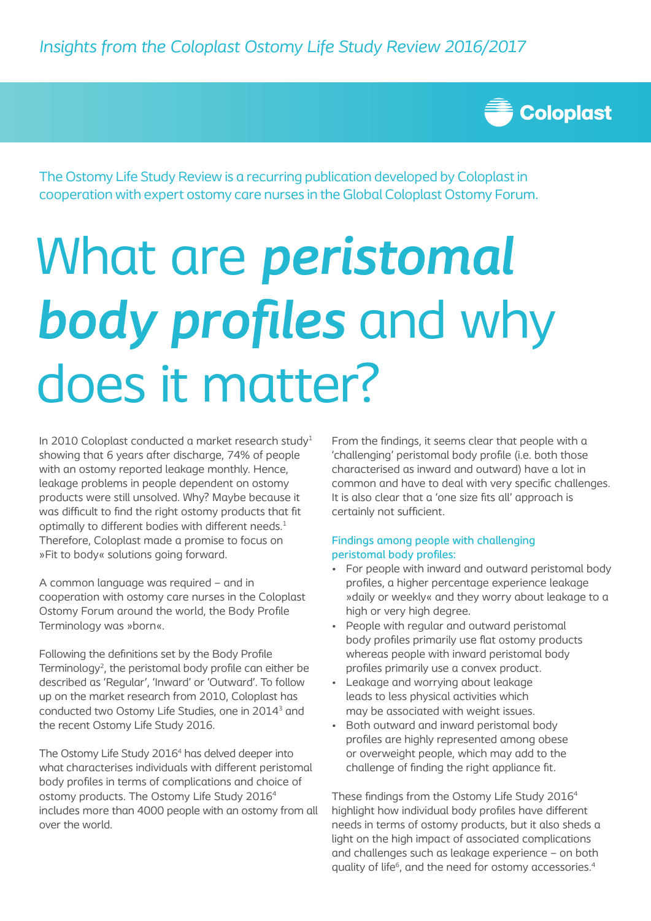*Insights from the Coloplast Ostomy Life Study Review 2016/2017*

Coloplast

The Ostomy Life Study Review is a recurring publication developed by Coloplast in cooperation with expert ostomy care nurses in the Global Coloplast Ostomy Forum.

# What are ***peristomal body profiles*** and why does it matter?

In 2010 Coloplast conducted a market research study[1] showing that 6 years after discharge, 74% of people with an ostomy reported leakage monthly. Hence, leakage problems in people dependent on ostomy products were still unsolved. Why? Maybe because it was difficult to find the right ostomy products that fit optimally to different bodies with different needs.[1] Therefore, Coloplast made a promise to focus on »Fit to body« solutions going forward.

A common language was required – and in cooperation with ostomy care nurses in the Coloplast Ostomy Forum around the world, the Body Profile Terminology was »born«.

Following the definitions set by the Body Profile Terminology[2], the peristomal body profile can either be described as 'Regular', 'Inward' or 'Outward'. To follow up on the market research from 2010, Coloplast has conducted two Ostomy Life Studies, one in 2014[3] and the recent Ostomy Life Study 2016.

The Ostomy Life Study 2016[4] has delved deeper into what characterises individuals with different peristomal body profiles in terms of complications and choice of ostomy products. The Ostomy Life Study 2016[4] includes more than 4000 people with an ostomy from all over the world.

From the findings, it seems clear that people with a 'challenging' peristomal body profile (i.e. both those characterised as inward and outward) have a lot in common and have to deal with very specific challenges. It is also clear that a 'one size fits all' approach is certainly not sufficient.

## Findings among people with challenging peristomal body profiles:

- For people with inward and outward peristomal body profiles, a higher percentage experience leakage »daily or weekly« and they worry about leakage to a high or very high degree.
- People with regular and outward peristomal body profiles primarily use flat ostomy products whereas people with inward peristomal body profiles primarily use a convex product.
- Leakage and worrying about leakage leads to less physical activities which may be associated with weight issues.
- Both outward and inward peristomal body profiles are highly represented among obese or overweight people, which may add to the challenge of finding the right appliance fit.

These findings from the Ostomy Life Study 2016[4] highlight how individual body profiles have different needs in terms of ostomy products, but it also sheds a light on the high impact of associated complications and challenges such as leakage experience – on both quality of life[6], and the need for ostomy accessories.[4]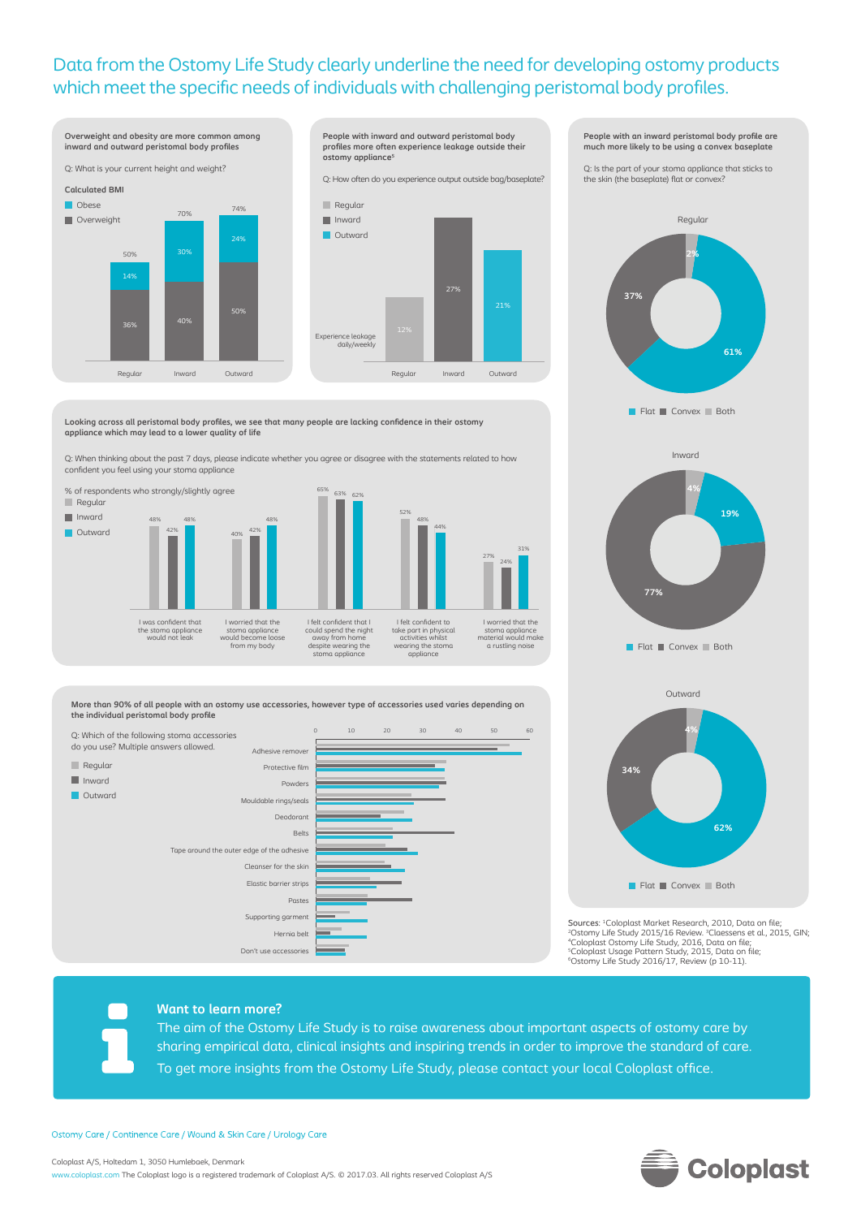# Data from the Ostomy Life Study clearly underline the need for developing ostomy products which meet the specific needs of individuals with challenging peristomal body profiles.

**Overweight and obesity are more common among inward and outward peristomal body profiles**

Q: What is your current height and weight?

**Calculated BMI**

Obese
Overweight

50% 70% 74%
14% 30% 24%
36% 40% 50%

Regular Inward Outward

**People with inward and outward peristomal body profiles more often experience leakage outside their ostomy appliance**[5]

Q: How often do you experience output outside bag/baseplate?

Regular
Inward
Outward

Experience leakage daily/weekly

12% 27% 21%

Regular Inward Outward

**People with an inward peristomal body profile are much more likely to be using a convex baseplate**

Q: Is the part of your stoma appliance that sticks to the skin (the baseplate) flat or convex?

Regular
2% 37% 61%
Flat Convex Both

Inward
4% 19% 77%
Flat Convex Both

Outward
4% 34% 62%
Flat Convex Both

**Looking across all peristomal body profiles, we see that many people are lacking confidence in their ostomy appliance which may lead to a lower quality of life**

Q: When thinking about the past 7 days, please indicate whether you agree or disagree with the statements related to how confident you feel using your stoma appliance

% of respondents who strongly/slightly agree
Regular
Inward
Outward

I was confident that the stoma appliance would not leak: 48% 42% 48%
I worried that the stoma appliance would become loose from my body: 40% 42% 48%
I felt confident that I could spend the night away from home despite wearing the stoma appliance: 65% 63% 62%
I felt confident to take part in physical activities whilst wearing the stoma appliance: 52% 48% 44%
I worried that the stoma appliance material would make a rustling noise: 27% 24% 31%

**More than 90% of all people with an ostomy use accessories, however type of accessories used varies depending on the individual peristomal body profile**

Q: Which of the following stoma accessories do you use? Multiple answers allowed.

Regular
Inward
Outward

0 10 20 30 40 50 60

Adhesive remover
Protective film
Powders
Mouldable rings/seals
Deodorant
Belts
Tape around the outer edge of the adhesive
Cleanser for the skin
Elastic barrier strips
Pastes
Supporting garment
Hernia belt
Don't use accessories

Sources: [1]Coloplast Market Research, 2010, Data on file; [2]Ostomy Life Study 2015/16 Review. [3]Claessens et al., 2015, GIN; [4]Coloplast Ostomy Life Study, 2016, Data on file; [5]Coloplast Usage Pattern Study, 2015, Data on file; [6]Ostomy Life Study 2016/17, Review (p 10-11).

**Want to learn more?**

The aim of the Ostomy Life Study is to raise awareness about important aspects of ostomy care by sharing empirical data, clinical insights and inspiring trends in order to improve the standard of care. To get more insights from the Ostomy Life Study, please contact your local Coloplast office.

Ostomy Care / Continence Care / Wound & Skin Care / Urology Care

Coloplast A/S, Holtedam 1, 3050 Humlebaek, Denmark
www.coloplast.com The Coloplast logo is a registered trademark of Coloplast A/S. © 2017.03. All rights reserved Coloplast A/S

Coloplast